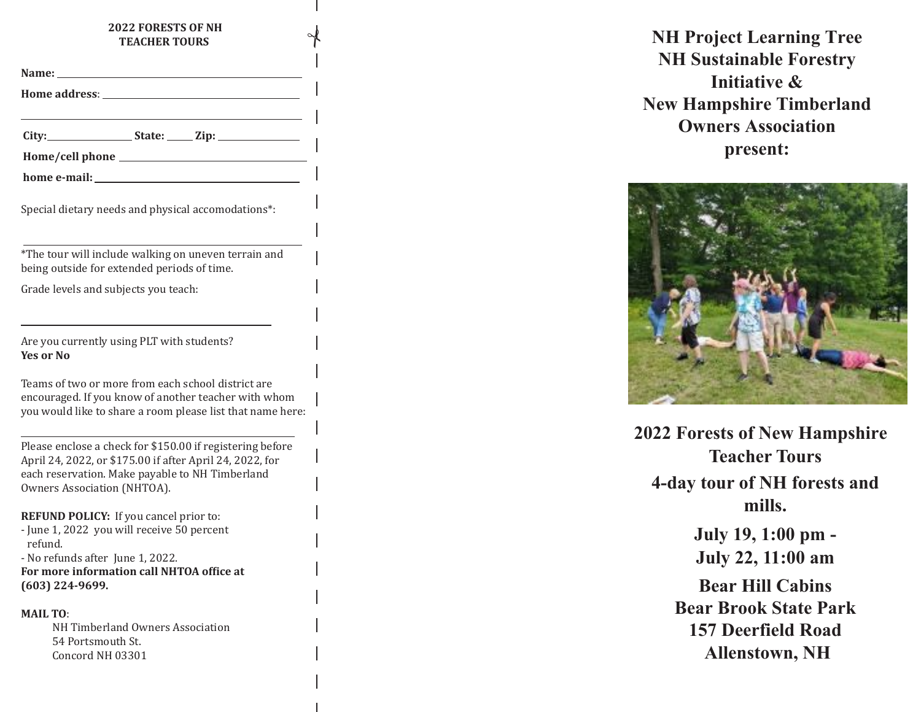**2022 FORESTS OF NH TEACHER TOURS**

**Name:** ____________________

**Home address**: ____________________

____________________

**City:**__________ **State:** _____ **Zip:** __________

**Home/cell phone** ____________________

**home e-mail:** ____________________

Special dietary needs and physical accomodations*:

____________________

*The tour will include walking on uneven terrain and being outside for extended periods of time.

Grade levels and subjects you teach:

____________________

Are you currently using PLT with students?
**Yes or No**

Teams of two or more from each school district are encouraged. If you know of another teacher with whom you would like to share a room please list that name here:

____________________

Please enclose a check for $150.00 if registering before April 24, 2022, or $175.00 if after April 24, 2022, for each reservation. Make payable to NH Timberland Owners Association (NHTOA).

**REFUND POLICY:** If you cancel prior to:
- June 1, 2022 you will receive 50 percent refund.
- No refunds after June 1, 2022.

**For more information call NHTOA office at (603) 224-9699.**

**MAIL TO**:

NH Timberland Owners Association
54 Portsmouth St.
Concord NH 03301

# NH Project Learning Tree NH Sustainable Forestry Initiative & New Hampshire Timberland Owners Association present:

## 2022 Forests of New Hampshire Teacher Tours

### 4-day tour of NH forests and mills.

**July 19, 1:00 pm -**
**July 22, 11:00 am**

**Bear Hill Cabins**
**Bear Brook State Park**
**157 Deerfield Road**
**Allenstown, NH**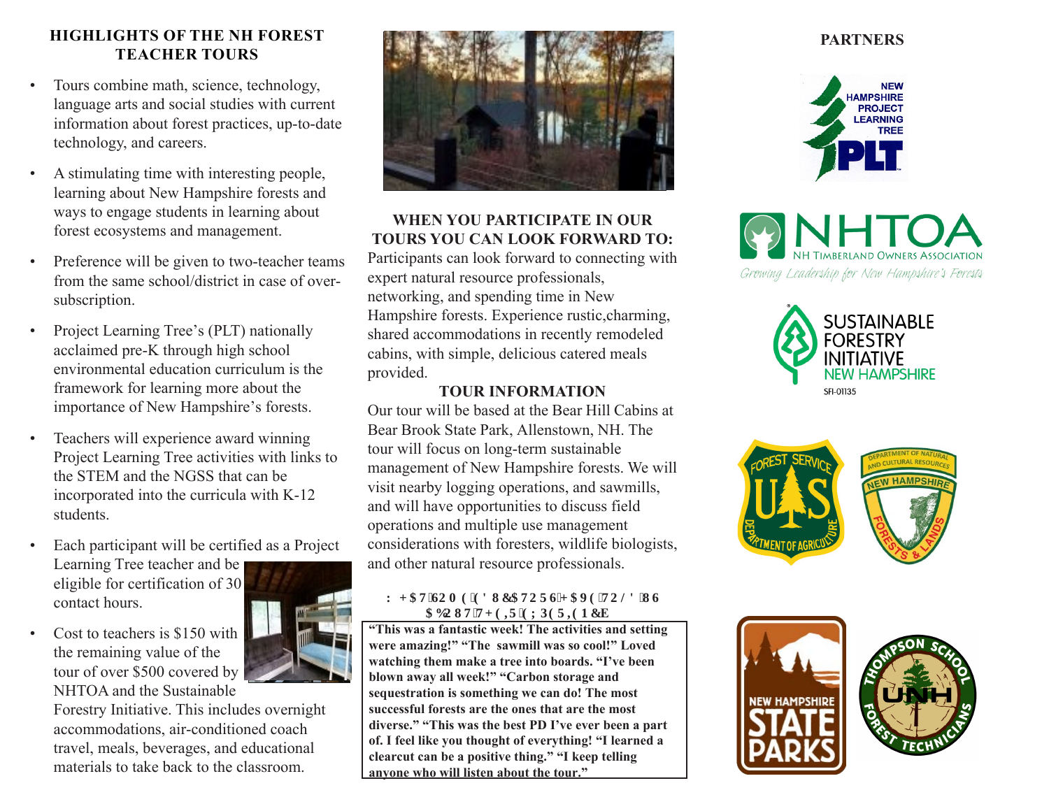## HIGHLIGHTS OF THE NH FOREST TEACHER TOURS

- Tours combine math, science, technology, language arts and social studies with current information about forest practices, up-to-date technology, and careers.
- A stimulating time with interesting people, learning about New Hampshire forests and ways to engage students in learning about forest ecosystems and management.
- Preference will be given to two-teacher teams from the same school/district in case of over-subscription.
- Project Learning Tree's (PLT) nationally acclaimed pre-K through high school environmental education curriculum is the framework for learning more about the importance of New Hampshire's forests.
- Teachers will experience award winning Project Learning Tree activities with links to the STEM and the NGSS that can be incorporated into the curricula with K-12 students.
- Each participant will be certified as a Project Learning Tree teacher and be eligible for certification of 30 contact hours.
- Cost to teachers is $150 with the remaining value of the tour of over $500 covered by NHTOA and the Sustainable Forestry Initiative. This includes overnight accommodations, air-conditioned coach travel, meals, beverages, and educational materials to take back to the classroom.

## WHEN YOU PARTICIPATE IN OUR TOURS YOU CAN LOOK FORWARD TO:

Participants can look forward to connecting with expert natural resource professionals, networking, and spending time in New Hampshire forests. Experience rustic,charming, shared accommodations in recently remodeled cabins, with simple, delicious catered meals provided.

## TOUR INFORMATION

Our tour will be based at the Bear Hill Cabins at Bear Brook State Park, Allenstown, NH. The tour will focus on long-term sustainable management of New Hampshire forests. We will visit nearby logging operations, and sawmills, and will have opportunities to discuss field operations and multiple use management considerations with foresters, wildlife biologists, and other natural resource professionals.

### WHAT SOME EDUCATORS HAVE TOLD US ABOUT THEIR EXPERIENCE

**"This was a fantastic week! The activities and setting were amazing!" "The sawmill was so cool!" Loved watching them make a tree into boards. "I've been blown away all week!" "Carbon storage and sequestration is something we can do! The most successful forests are the ones that are the most diverse." "This was the best PD I've ever been a part of. I feel like you thought of everything! "I learned a clearcut can be a positive thing." "I keep telling anyone who will listen about the tour."**

## PARTNERS